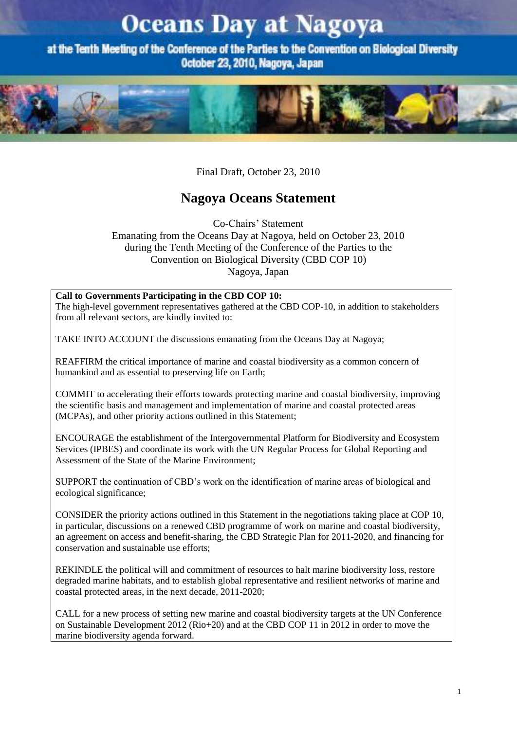# Oceans Day at Nagoya

at the Tenth Meeting of the Conference of the Parties to the Convention on Biological Diversity
October 23, 2010, Nagoya, Japan

Final Draft, October 23, 2010

## Nagoya Oceans Statement

Co-Chairs' Statement
Emanating from the Oceans Day at Nagoya, held on October 23, 2010
during the Tenth Meeting of the Conference of the Parties to the
Convention on Biological Diversity (CBD COP 10)
Nagoya, Japan

**Call to Governments Participating in the CBD COP 10:**
The high-level government representatives gathered at the CBD COP-10, in addition to stakeholders from all relevant sectors, are kindly invited to:

TAKE INTO ACCOUNT the discussions emanating from the Oceans Day at Nagoya;

REAFFIRM the critical importance of marine and coastal biodiversity as a common concern of humankind and as essential to preserving life on Earth;

COMMIT to accelerating their efforts towards protecting marine and coastal biodiversity, improving the scientific basis and management and implementation of marine and coastal protected areas (MCPAs), and other priority actions outlined in this Statement;

ENCOURAGE the establishment of the Intergovernmental Platform for Biodiversity and Ecosystem Services (IPBES) and coordinate its work with the UN Regular Process for Global Reporting and Assessment of the State of the Marine Environment;

SUPPORT the continuation of CBD's work on the identification of marine areas of biological and ecological significance;

CONSIDER the priority actions outlined in this Statement in the negotiations taking place at COP 10, in particular, discussions on a renewed CBD programme of work on marine and coastal biodiversity, an agreement on access and benefit-sharing, the CBD Strategic Plan for 2011-2020, and financing for conservation and sustainable use efforts;

REKINDLE the political will and commitment of resources to halt marine biodiversity loss, restore degraded marine habitats, and to establish global representative and resilient networks of marine and coastal protected areas, in the next decade, 2011-2020;

CALL for a new process of setting new marine and coastal biodiversity targets at the UN Conference on Sustainable Development 2012 (Rio+20) and at the CBD COP 11 in 2012 in order to move the marine biodiversity agenda forward.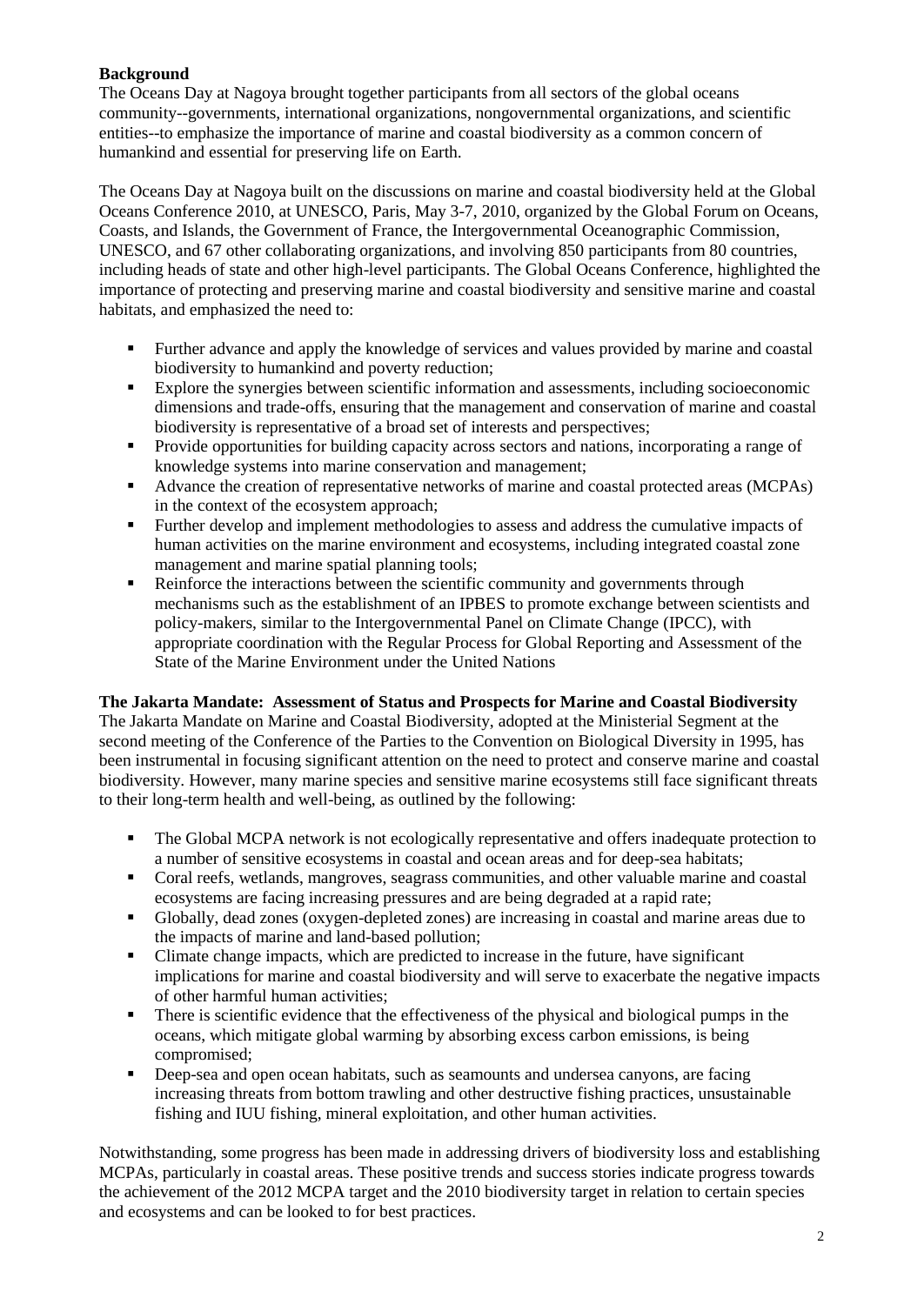**Background**

The Oceans Day at Nagoya brought together participants from all sectors of the global oceans community--governments, international organizations, nongovernmental organizations, and scientific entities--to emphasize the importance of marine and coastal biodiversity as a common concern of humankind and essential for preserving life on Earth.

The Oceans Day at Nagoya built on the discussions on marine and coastal biodiversity held at the Global Oceans Conference 2010, at UNESCO, Paris, May 3-7, 2010, organized by the Global Forum on Oceans, Coasts, and Islands, the Government of France, the Intergovernmental Oceanographic Commission, UNESCO, and 67 other collaborating organizations, and involving 850 participants from 80 countries, including heads of state and other high-level participants. The Global Oceans Conference, highlighted the importance of protecting and preserving marine and coastal biodiversity and sensitive marine and coastal habitats, and emphasized the need to:

- Further advance and apply the knowledge of services and values provided by marine and coastal biodiversity to humankind and poverty reduction;
- Explore the synergies between scientific information and assessments, including socioeconomic dimensions and trade-offs, ensuring that the management and conservation of marine and coastal biodiversity is representative of a broad set of interests and perspectives;
- Provide opportunities for building capacity across sectors and nations, incorporating a range of knowledge systems into marine conservation and management;
- Advance the creation of representative networks of marine and coastal protected areas (MCPAs) in the context of the ecosystem approach;
- Further develop and implement methodologies to assess and address the cumulative impacts of human activities on the marine environment and ecosystems, including integrated coastal zone management and marine spatial planning tools;
- Reinforce the interactions between the scientific community and governments through mechanisms such as the establishment of an IPBES to promote exchange between scientists and policy-makers, similar to the Intergovernmental Panel on Climate Change (IPCC), with appropriate coordination with the Regular Process for Global Reporting and Assessment of the State of the Marine Environment under the United Nations

**The Jakarta Mandate: Assessment of Status and Prospects for Marine and Coastal Biodiversity**

The Jakarta Mandate on Marine and Coastal Biodiversity, adopted at the Ministerial Segment at the second meeting of the Conference of the Parties to the Convention on Biological Diversity in 1995, has been instrumental in focusing significant attention on the need to protect and conserve marine and coastal biodiversity. However, many marine species and sensitive marine ecosystems still face significant threats to their long-term health and well-being, as outlined by the following:

- The Global MCPA network is not ecologically representative and offers inadequate protection to a number of sensitive ecosystems in coastal and ocean areas and for deep-sea habitats;
- Coral reefs, wetlands, mangroves, seagrass communities, and other valuable marine and coastal ecosystems are facing increasing pressures and are being degraded at a rapid rate;
- Globally, dead zones (oxygen-depleted zones) are increasing in coastal and marine areas due to the impacts of marine and land-based pollution;
- Climate change impacts, which are predicted to increase in the future, have significant implications for marine and coastal biodiversity and will serve to exacerbate the negative impacts of other harmful human activities;
- There is scientific evidence that the effectiveness of the physical and biological pumps in the oceans, which mitigate global warming by absorbing excess carbon emissions, is being compromised;
- Deep-sea and open ocean habitats, such as seamounts and undersea canyons, are facing increasing threats from bottom trawling and other destructive fishing practices, unsustainable fishing and IUU fishing, mineral exploitation, and other human activities.

Notwithstanding, some progress has been made in addressing drivers of biodiversity loss and establishing MCPAs, particularly in coastal areas. These positive trends and success stories indicate progress towards the achievement of the 2012 MCPA target and the 2010 biodiversity target in relation to certain species and ecosystems and can be looked to for best practices.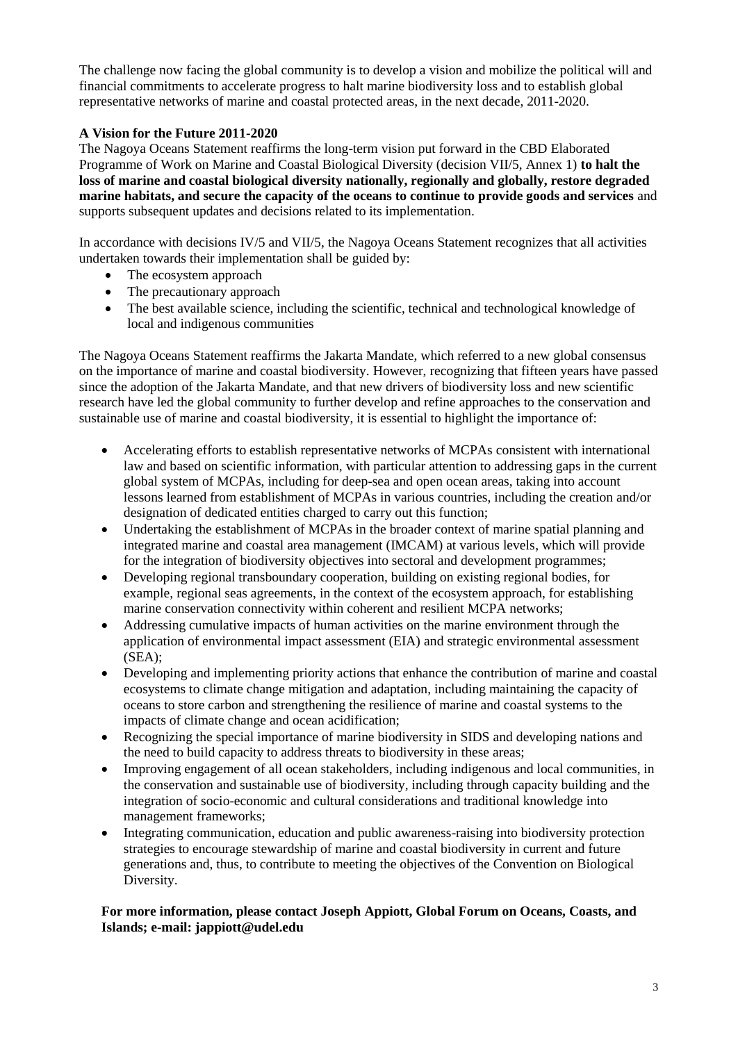The challenge now facing the global community is to develop a vision and mobilize the political will and financial commitments to accelerate progress to halt marine biodiversity loss and to establish global representative networks of marine and coastal protected areas, in the next decade, 2011-2020.

**A Vision for the Future 2011-2020**

The Nagoya Oceans Statement reaffirms the long-term vision put forward in the CBD Elaborated Programme of Work on Marine and Coastal Biological Diversity (decision VII/5, Annex 1) **to halt the loss of marine and coastal biological diversity nationally, regionally and globally, restore degraded marine habitats, and secure the capacity of the oceans to continue to provide goods and services** and supports subsequent updates and decisions related to its implementation.

In accordance with decisions IV/5 and VII/5, the Nagoya Oceans Statement recognizes that all activities undertaken towards their implementation shall be guided by:

- The ecosystem approach
- The precautionary approach
- The best available science, including the scientific, technical and technological knowledge of local and indigenous communities

The Nagoya Oceans Statement reaffirms the Jakarta Mandate, which referred to a new global consensus on the importance of marine and coastal biodiversity. However, recognizing that fifteen years have passed since the adoption of the Jakarta Mandate, and that new drivers of biodiversity loss and new scientific research have led the global community to further develop and refine approaches to the conservation and sustainable use of marine and coastal biodiversity, it is essential to highlight the importance of:

- Accelerating efforts to establish representative networks of MCPAs consistent with international law and based on scientific information, with particular attention to addressing gaps in the current global system of MCPAs, including for deep-sea and open ocean areas, taking into account lessons learned from establishment of MCPAs in various countries, including the creation and/or designation of dedicated entities charged to carry out this function;
- Undertaking the establishment of MCPAs in the broader context of marine spatial planning and integrated marine and coastal area management (IMCAM) at various levels, which will provide for the integration of biodiversity objectives into sectoral and development programmes;
- Developing regional transboundary cooperation, building on existing regional bodies, for example, regional seas agreements, in the context of the ecosystem approach, for establishing marine conservation connectivity within coherent and resilient MCPA networks;
- Addressing cumulative impacts of human activities on the marine environment through the application of environmental impact assessment (EIA) and strategic environmental assessment (SEA);
- Developing and implementing priority actions that enhance the contribution of marine and coastal ecosystems to climate change mitigation and adaptation, including maintaining the capacity of oceans to store carbon and strengthening the resilience of marine and coastal systems to the impacts of climate change and ocean acidification;
- Recognizing the special importance of marine biodiversity in SIDS and developing nations and the need to build capacity to address threats to biodiversity in these areas;
- Improving engagement of all ocean stakeholders, including indigenous and local communities, in the conservation and sustainable use of biodiversity, including through capacity building and the integration of socio-economic and cultural considerations and traditional knowledge into management frameworks;
- Integrating communication, education and public awareness-raising into biodiversity protection strategies to encourage stewardship of marine and coastal biodiversity in current and future generations and, thus, to contribute to meeting the objectives of the Convention on Biological Diversity.

**For more information, please contact Joseph Appiott, Global Forum on Oceans, Coasts, and Islands; e-mail: jappiott@udel.edu**